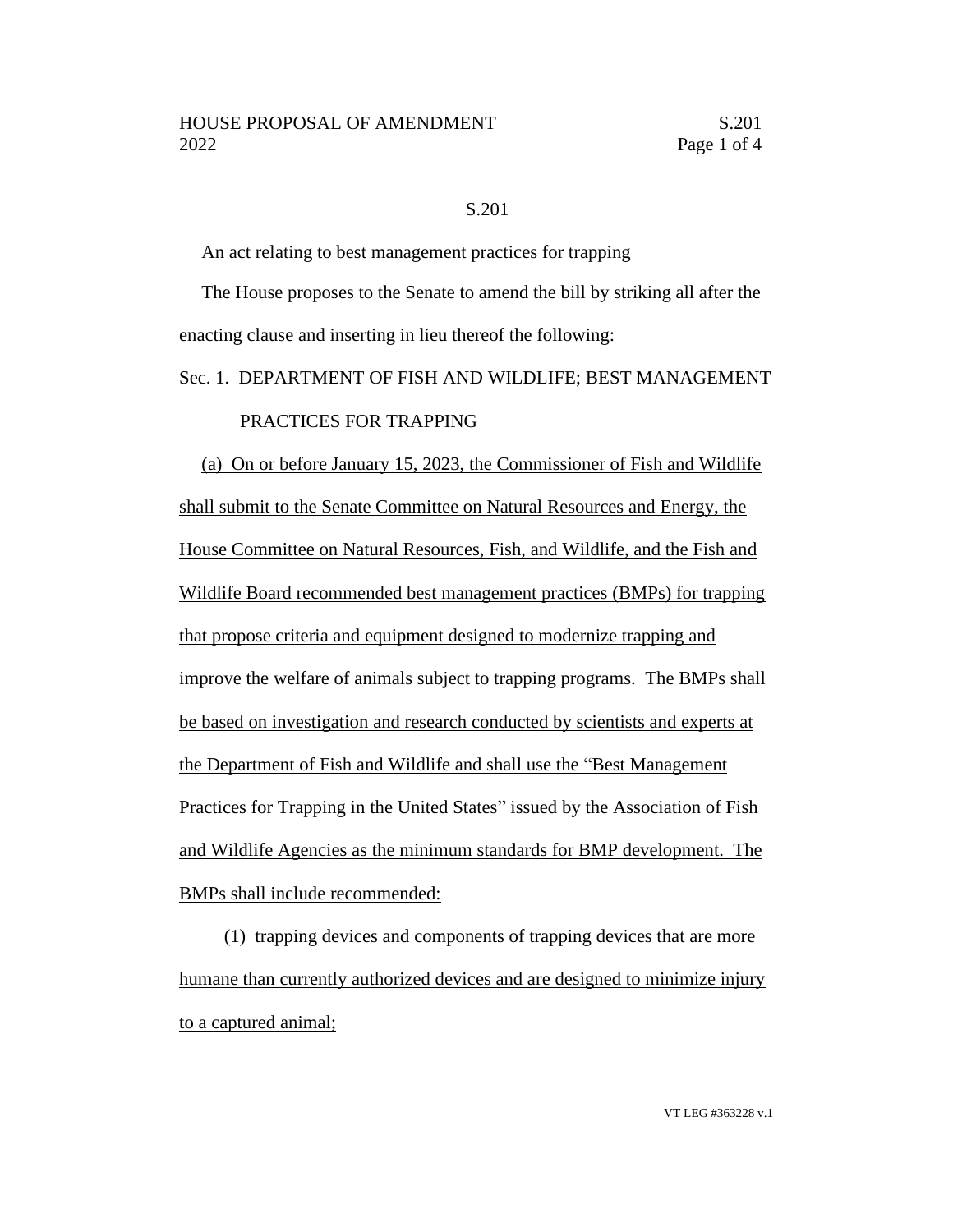S.201

An act relating to best management practices for trapping

The House proposes to the Senate to amend the bill by striking all after the enacting clause and inserting in lieu thereof the following:

Sec. 1. DEPARTMENT OF FISH AND WILDLIFE; BEST MANAGEMENT PRACTICES FOR TRAPPING

(a) On or before January 15, 2023, the Commissioner of Fish and Wildlife shall submit to the Senate Committee on Natural Resources and Energy, the House Committee on Natural Resources, Fish, and Wildlife, and the Fish and Wildlife Board recommended best management practices (BMPs) for trapping that propose criteria and equipment designed to modernize trapping and improve the welfare of animals subject to trapping programs. The BMPs shall be based on investigation and research conducted by scientists and experts at the Department of Fish and Wildlife and shall use the "Best Management Practices for Trapping in the United States" issued by the Association of Fish and Wildlife Agencies as the minimum standards for BMP development. The BMPs shall include recommended:

(1) trapping devices and components of trapping devices that are more humane than currently authorized devices and are designed to minimize injury to a captured animal;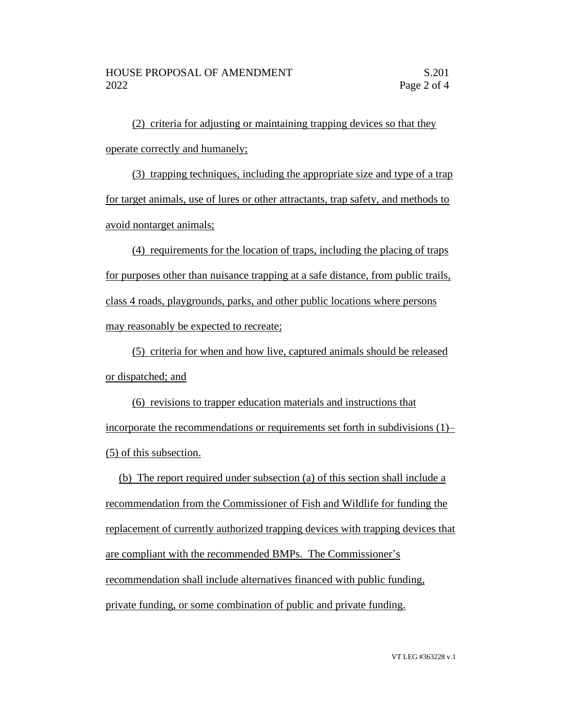(2) criteria for adjusting or maintaining trapping devices so that they operate correctly and humanely;

(3) trapping techniques, including the appropriate size and type of a trap for target animals, use of lures or other attractants, trap safety, and methods to avoid nontarget animals;

(4) requirements for the location of traps, including the placing of traps for purposes other than nuisance trapping at a safe distance, from public trails, class 4 roads, playgrounds, parks, and other public locations where persons may reasonably be expected to recreate;

(5) criteria for when and how live, captured animals should be released or dispatched; and

(6) revisions to trapper education materials and instructions that incorporate the recommendations or requirements set forth in subdivisions (1)–(5) of this subsection.

(b) The report required under subsection (a) of this section shall include a recommendation from the Commissioner of Fish and Wildlife for funding the replacement of currently authorized trapping devices with trapping devices that are compliant with the recommended BMPs. The Commissioner's recommendation shall include alternatives financed with public funding, private funding, or some combination of public and private funding.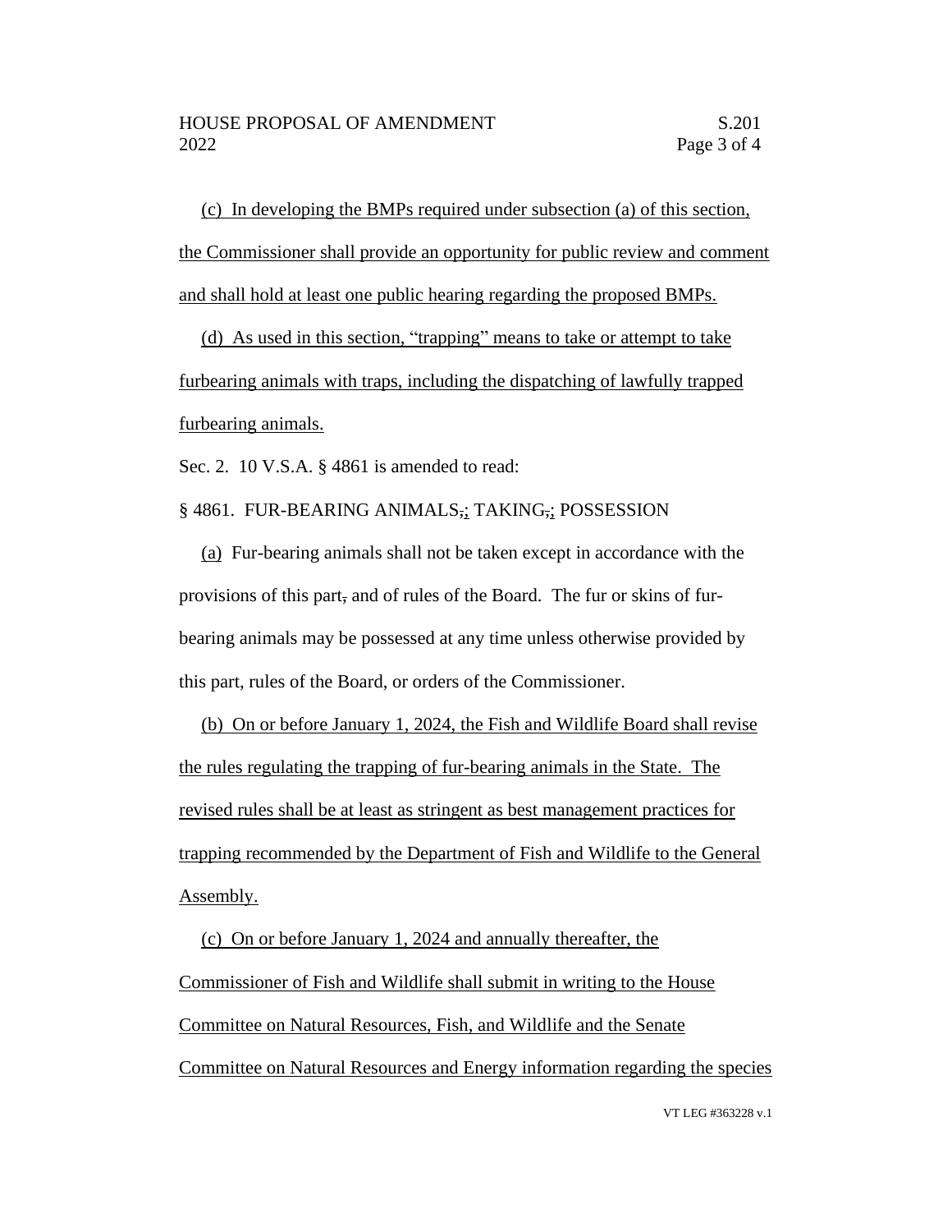(c) In developing the BMPs required under subsection (a) of this section, the Commissioner shall provide an opportunity for public review and comment and shall hold at least one public hearing regarding the proposed BMPs.

(d) As used in this section, "trapping" means to take or attempt to take furbearing animals with traps, including the dispatching of lawfully trapped furbearing animals.

Sec. 2. 10 V.S.A. § 4861 is amended to read:

§ 4861. FUR-BEARING ANIMALS,; TAKING,; POSSESSION

(a) Fur-bearing animals shall not be taken except in accordance with the provisions of this part, and of rules of the Board. The fur or skins of fur-bearing animals may be possessed at any time unless otherwise provided by this part, rules of the Board, or orders of the Commissioner.

(b) On or before January 1, 2024, the Fish and Wildlife Board shall revise the rules regulating the trapping of fur-bearing animals in the State. The revised rules shall be at least as stringent as best management practices for trapping recommended by the Department of Fish and Wildlife to the General Assembly.

(c) On or before January 1, 2024 and annually thereafter, the Commissioner of Fish and Wildlife shall submit in writing to the House Committee on Natural Resources, Fish, and Wildlife and the Senate Committee on Natural Resources and Energy information regarding the species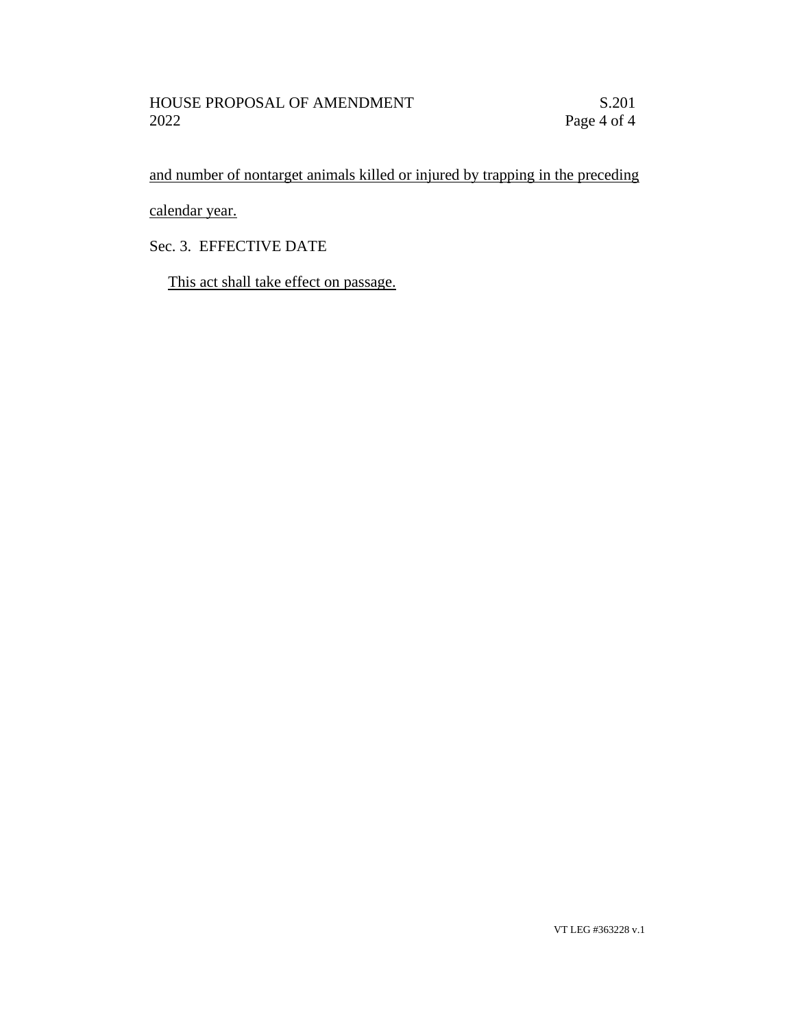and number of nontarget animals killed or injured by trapping in the preceding calendar year.

Sec. 3. EFFECTIVE DATE

This act shall take effect on passage.